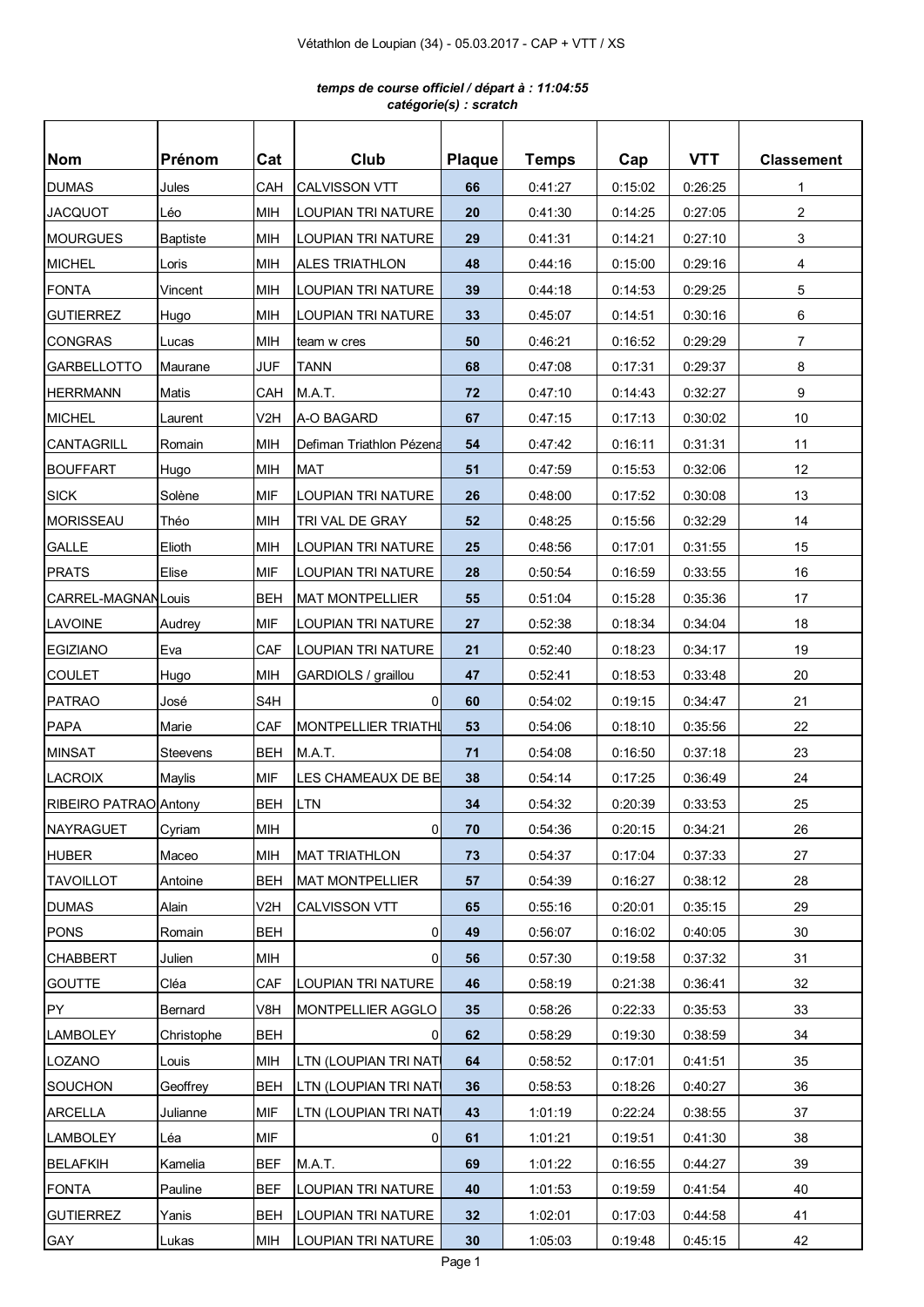Vétathlon de Loupian (34) - 05.03.2017 - CAP + VTT / XS

***temps de course officiel / départ à : 11:04:55***
***catégorie(s) : scratch***

| Nom | Prénom | Cat | Club | Plaque | Temps | Cap | VTT | Classement |
|---|---|---|---|---|---|---|---|---|
| DUMAS | Jules | CAH | CALVISSON VTT | 66 | 0:41:27 | 0:15:02 | 0:26:25 | 1 |
| JACQUOT | Léo | MIH | LOUPIAN TRI NATURE | 20 | 0:41:30 | 0:14:25 | 0:27:05 | 2 |
| MOURGUES | Baptiste | MIH | LOUPIAN TRI NATURE | 29 | 0:41:31 | 0:14:21 | 0:27:10 | 3 |
| MICHEL | Loris | MIH | ALES TRIATHLON | 48 | 0:44:16 | 0:15:00 | 0:29:16 | 4 |
| FONTA | Vincent | MIH | LOUPIAN TRI NATURE | 39 | 0:44:18 | 0:14:53 | 0:29:25 | 5 |
| GUTIERREZ | Hugo | MIH | LOUPIAN TRI NATURE | 33 | 0:45:07 | 0:14:51 | 0:30:16 | 6 |
| CONGRAS | Lucas | MIH | team w cres | 50 | 0:46:21 | 0:16:52 | 0:29:29 | 7 |
| GARBELLOTTO | Maurane | JUF | TANN | 68 | 0:47:08 | 0:17:31 | 0:29:37 | 8 |
| HERRMANN | Matis | CAH | M.A.T. | 72 | 0:47:10 | 0:14:43 | 0:32:27 | 9 |
| MICHEL | Laurent | V2H | A-O BAGARD | 67 | 0:47:15 | 0:17:13 | 0:30:02 | 10 |
| CANTAGRILL | Romain | MIH | Defiman Triathlon Pézena | 54 | 0:47:42 | 0:16:11 | 0:31:31 | 11 |
| BOUFFART | Hugo | MIH | MAT | 51 | 0:47:59 | 0:15:53 | 0:32:06 | 12 |
| SICK | Solène | MIF | LOUPIAN TRI NATURE | 26 | 0:48:00 | 0:17:52 | 0:30:08 | 13 |
| MORISSEAU | Théo | MIH | TRI VAL DE GRAY | 52 | 0:48:25 | 0:15:56 | 0:32:29 | 14 |
| GALLE | Elioth | MIH | LOUPIAN TRI NATURE | 25 | 0:48:56 | 0:17:01 | 0:31:55 | 15 |
| PRATS | Elise | MIF | LOUPIAN TRI NATURE | 28 | 0:50:54 | 0:16:59 | 0:33:55 | 16 |
| CARREL-MAGNAN | Louis | BEH | MAT MONTPELLIER | 55 | 0:51:04 | 0:15:28 | 0:35:36 | 17 |
| LAVOINE | Audrey | MIF | LOUPIAN TRI NATURE | 27 | 0:52:38 | 0:18:34 | 0:34:04 | 18 |
| EGIZIANO | Eva | CAF | LOUPIAN TRI NATURE | 21 | 0:52:40 | 0:18:23 | 0:34:17 | 19 |
| COULET | Hugo | MIH | GARDIOLS / graillou | 47 | 0:52:41 | 0:18:53 | 0:33:48 | 20 |
| PATRAO | José | S4H | 0 | 60 | 0:54:02 | 0:19:15 | 0:34:47 | 21 |
| PAPA | Marie | CAF | MONTPELLIER TRIATHL | 53 | 0:54:06 | 0:18:10 | 0:35:56 | 22 |
| MINSAT | Steevens | BEH | M.A.T. | 71 | 0:54:08 | 0:16:50 | 0:37:18 | 23 |
| LACROIX | Maylis | MIF | LES CHAMEAUX DE BE | 38 | 0:54:14 | 0:17:25 | 0:36:49 | 24 |
| RIBEIRO PATRAO | Antony | BEH | LTN | 34 | 0:54:32 | 0:20:39 | 0:33:53 | 25 |
| NAYRAGUET | Cyriam | MIH | 0 | 70 | 0:54:36 | 0:20:15 | 0:34:21 | 26 |
| HUBER | Maceo | MIH | MAT TRIATHLON | 73 | 0:54:37 | 0:17:04 | 0:37:33 | 27 |
| TAVOILLOT | Antoine | BEH | MAT MONTPELLIER | 57 | 0:54:39 | 0:16:27 | 0:38:12 | 28 |
| DUMAS | Alain | V2H | CALVISSON VTT | 65 | 0:55:16 | 0:20:01 | 0:35:15 | 29 |
| PONS | Romain | BEH | 0 | 49 | 0:56:07 | 0:16:02 | 0:40:05 | 30 |
| CHABBERT | Julien | MIH | 0 | 56 | 0:57:30 | 0:19:58 | 0:37:32 | 31 |
| GOUTTE | Cléa | CAF | LOUPIAN TRI NATURE | 46 | 0:58:19 | 0:21:38 | 0:36:41 | 32 |
| PY | Bernard | V8H | MONTPELLIER AGGLO | 35 | 0:58:26 | 0:22:33 | 0:35:53 | 33 |
| LAMBOLEY | Christophe | BEH | 0 | 62 | 0:58:29 | 0:19:30 | 0:38:59 | 34 |
| LOZANO | Louis | MIH | LTN (LOUPIAN TRI NAT | 64 | 0:58:52 | 0:17:01 | 0:41:51 | 35 |
| SOUCHON | Geoffrey | BEH | LTN (LOUPIAN TRI NAT | 36 | 0:58:53 | 0:18:26 | 0:40:27 | 36 |
| ARCELLA | Julianne | MIF | LTN (LOUPIAN TRI NAT | 43 | 1:01:19 | 0:22:24 | 0:38:55 | 37 |
| LAMBOLEY | Léa | MIF | 0 | 61 | 1:01:21 | 0:19:51 | 0:41:30 | 38 |
| BELAFKIH | Kamelia | BEF | M.A.T. | 69 | 1:01:22 | 0:16:55 | 0:44:27 | 39 |
| FONTA | Pauline | BEF | LOUPIAN TRI NATURE | 40 | 1:01:53 | 0:19:59 | 0:41:54 | 40 |
| GUTIERREZ | Yanis | BEH | LOUPIAN TRI NATURE | 32 | 1:02:01 | 0:17:03 | 0:44:58 | 41 |
| GAY | Lukas | MIH | LOUPIAN TRI NATURE | 30 | 1:05:03 | 0:19:48 | 0:45:15 | 42 |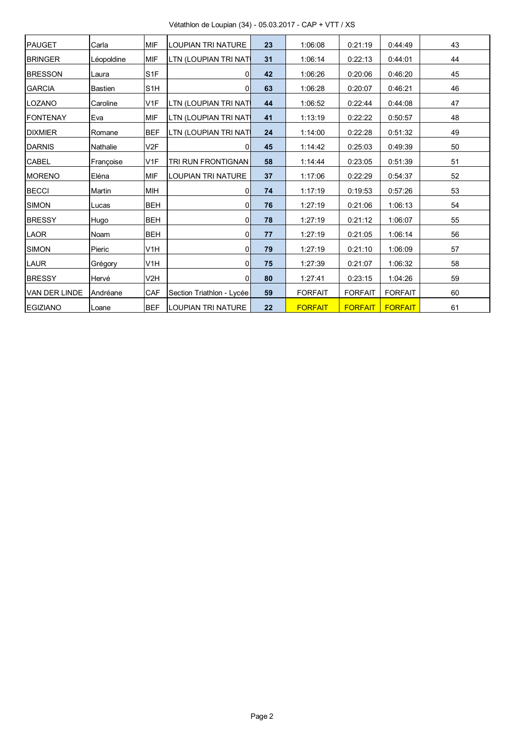Vétathlon de Loupian (34) - 05.03.2017 - CAP + VTT / XS

| | | | | | | | | |
|---|---|---|---|---|---|---|---|---|
| PAUGET | Carla | MIF | LOUPIAN TRI NATURE | 23 | 1:06:08 | 0:21:19 | 0:44:49 | 43 |
| BRINGER | Léopoldine | MIF | LTN (LOUPIAN TRI NAT | 31 | 1:06:14 | 0:22:13 | 0:44:01 | 44 |
| BRESSON | Laura | S1F | 0 | 42 | 1:06:26 | 0:20:06 | 0:46:20 | 45 |
| GARCIA | Bastien | S1H | 0 | 63 | 1:06:28 | 0:20:07 | 0:46:21 | 46 |
| LOZANO | Caroline | V1F | LTN (LOUPIAN TRI NAT | 44 | 1:06:52 | 0:22:44 | 0:44:08 | 47 |
| FONTENAY | Eva | MIF | LTN (LOUPIAN TRI NAT | 41 | 1:13:19 | 0:22:22 | 0:50:57 | 48 |
| DIXMIER | Romane | BEF | LTN (LOUPIAN TRI NAT | 24 | 1:14:00 | 0:22:28 | 0:51:32 | 49 |
| DARNIS | Nathalie | V2F | 0 | 45 | 1:14:42 | 0:25:03 | 0:49:39 | 50 |
| CABEL | Françoise | V1F | TRI RUN FRONTIGNAN | 58 | 1:14:44 | 0:23:05 | 0:51:39 | 51 |
| MORENO | Eléna | MIF | LOUPIAN TRI NATURE | 37 | 1:17:06 | 0:22:29 | 0:54:37 | 52 |
| BECCI | Martin | MIH | 0 | 74 | 1:17:19 | 0:19:53 | 0:57:26 | 53 |
| SIMON | Lucas | BEH | 0 | 76 | 1:27:19 | 0:21:06 | 1:06:13 | 54 |
| BRESSY | Hugo | BEH | 0 | 78 | 1:27:19 | 0:21:12 | 1:06:07 | 55 |
| LAOR | Noam | BEH | 0 | 77 | 1:27:19 | 0:21:05 | 1:06:14 | 56 |
| SIMON | Pieric | V1H | 0 | 79 | 1:27:19 | 0:21:10 | 1:06:09 | 57 |
| LAUR | Grégory | V1H | 0 | 75 | 1:27:39 | 0:21:07 | 1:06:32 | 58 |
| BRESSY | Hervé | V2H | 0 | 80 | 1:27:41 | 0:23:15 | 1:04:26 | 59 |
| VAN DER LINDE | Andréane | CAF | Section Triathlon - Lycée | 59 | FORFAIT | FORFAIT | FORFAIT | 60 |
| EGIZIANO | Loane | BEF | LOUPIAN TRI NATURE | 22 | FORFAIT | FORFAIT | FORFAIT | 61 |